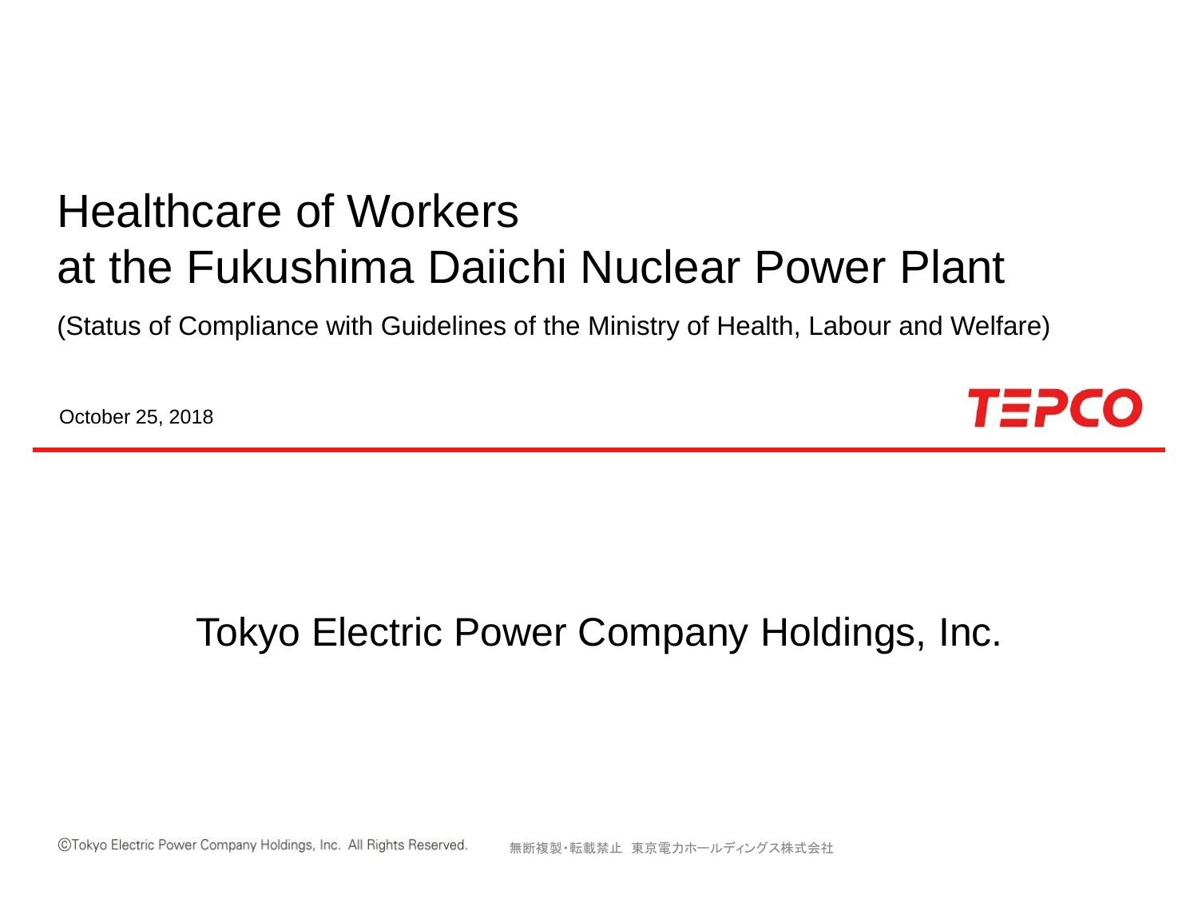# Healthcare of Workers at the Fukushima Daiichi Nuclear Power Plant

(Status of Compliance with Guidelines of the Ministry of Health, Labour and Welfare)

October 25, 2018

TEPCO

Tokyo Electric Power Company Holdings, Inc.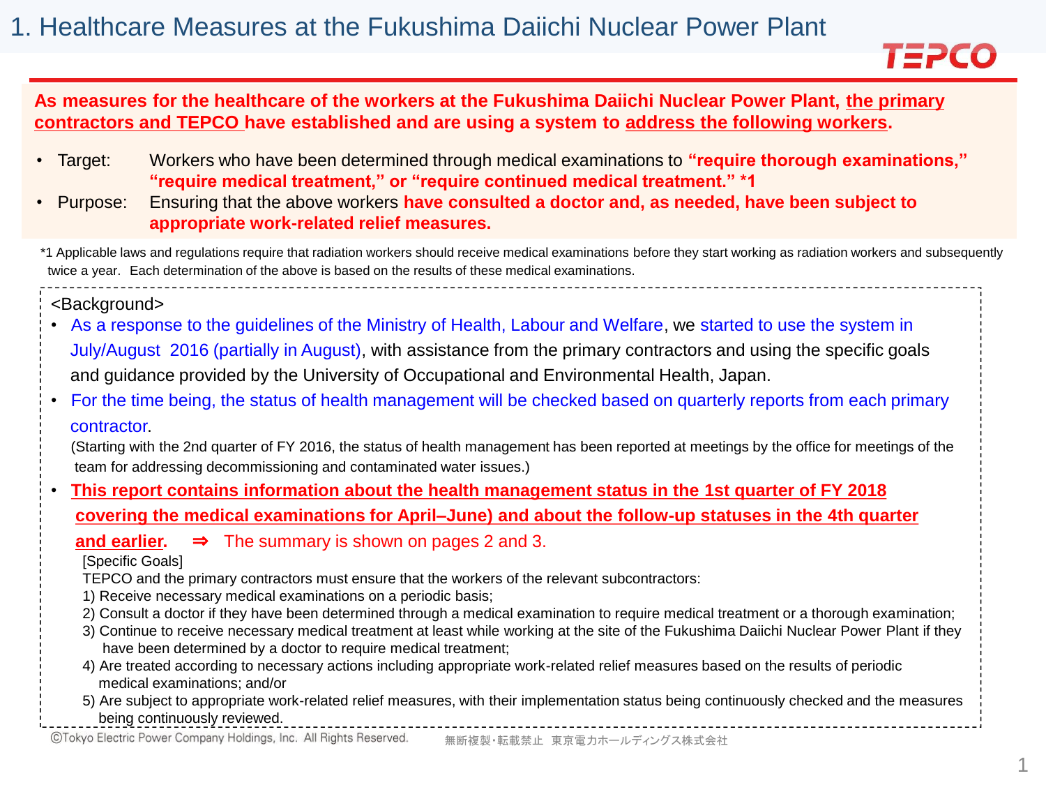# 1. Healthcare Measures at the Fukushima Daiichi Nuclear Power Plant

**As measures for the healthcare of the workers at the Fukushima Daiichi Nuclear Power Plant, the primary contractors and TEPCO have established and are using a system to address the following workers.**

- Target: Workers who have been determined through medical examinations to **"require thorough examinations," "require medical treatment," or "require continued medical treatment." \*1**
- Purpose: Ensuring that the above workers **have consulted a doctor and, as needed, have been subject to appropriate work-related relief measures.**

\*1 Applicable laws and regulations require that radiation workers should receive medical examinations before they start working as radiation workers and subsequently twice a year. Each determination of the above is based on the results of these medical examinations.

<Background>

- As a response to the guidelines of the Ministry of Health, Labour and Welfare, we started to use the system in July/August 2016 (partially in August), with assistance from the primary contractors and using the specific goals and guidance provided by the University of Occupational and Environmental Health, Japan.
- For the time being, the status of health management will be checked based on quarterly reports from each primary contractor.
  (Starting with the 2nd quarter of FY 2016, the status of health management has been reported at meetings by the office for meetings of the team for addressing decommissioning and contaminated water issues.)
- **This report contains information about the health management status in the 1st quarter of FY 2018 covering the medical examinations for April–June) and about the follow-up statuses in the 4th quarter and earlier.** ⇒ The summary is shown on pages 2 and 3.

  [Specific Goals]
  TEPCO and the primary contractors must ensure that the workers of the relevant subcontractors:
  1) Receive necessary medical examinations on a periodic basis;
  2) Consult a doctor if they have been determined through a medical examination to require medical treatment or a thorough examination;
  3) Continue to receive necessary medical treatment at least while working at the site of the Fukushima Daiichi Nuclear Power Plant if they have been determined by a doctor to require medical treatment;
  4) Are treated according to necessary actions including appropriate work-related relief measures based on the results of periodic medical examinations; and/or
  5) Are subject to appropriate work-related relief measures, with their implementation status being continuously checked and the measures being continuously reviewed.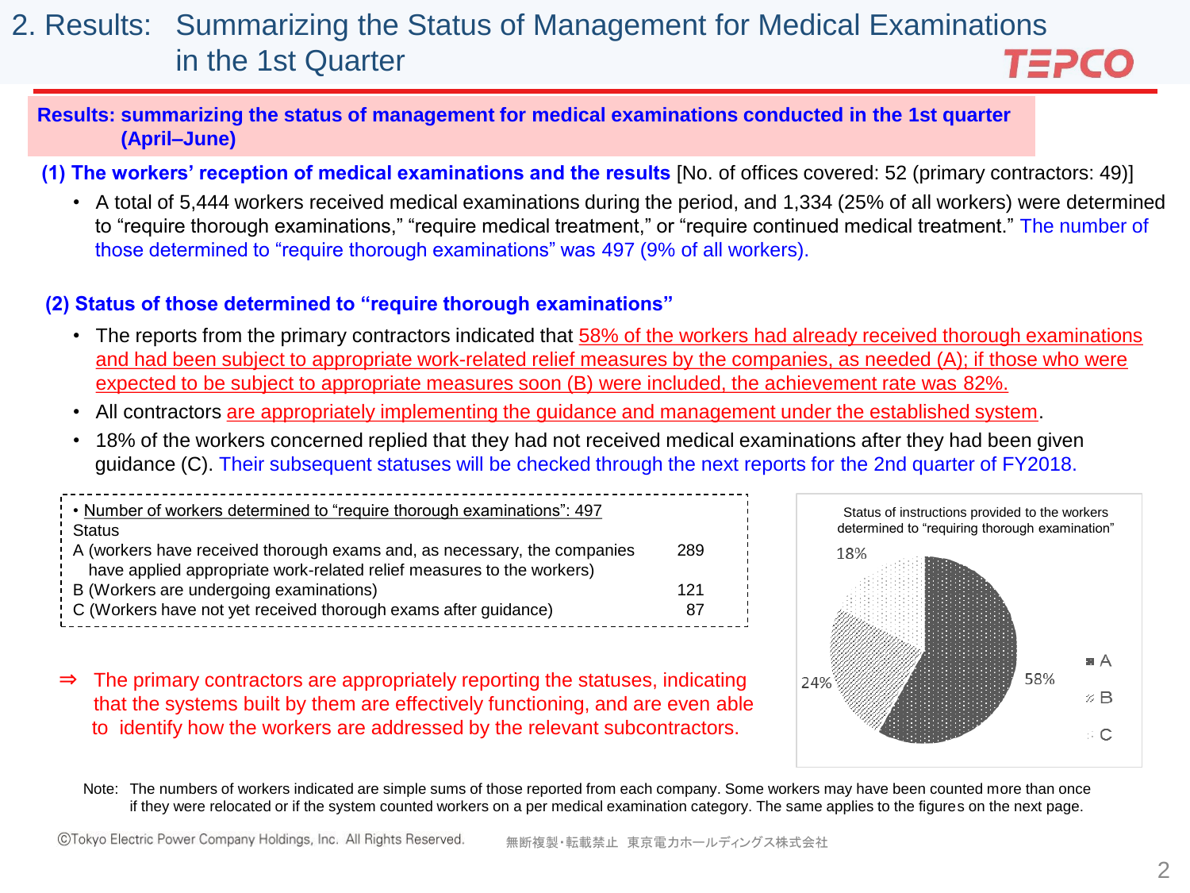# 2. Results: Summarizing the Status of Management for Medical Examinations in the 1st Quarter

**Results: summarizing the status of management for medical examinations conducted in the 1st quarter (April–June)**

**(1) The workers' reception of medical examinations and the results** [No. of offices covered: 52 (primary contractors: 49)]

- A total of 5,444 workers received medical examinations during the period, and 1,334 (25% of all workers) were determined to "require thorough examinations," "require medical treatment," or "require continued medical treatment." The number of those determined to "require thorough examinations" was 497 (9% of all workers).

**(2) Status of those determined to "require thorough examinations"**

- The reports from the primary contractors indicated that 58% of the workers had already received thorough examinations and had been subject to appropriate work-related relief measures by the companies, as needed (A); if those who were expected to be subject to appropriate measures soon (B) were included, the achievement rate was 82%.
- All contractors are appropriately implementing the guidance and management under the established system.
- 18% of the workers concerned replied that they had not received medical examinations after they had been given guidance (C). Their subsequent statuses will be checked through the next reports for the 2nd quarter of FY2018.

• Number of workers determined to "require thorough examinations": 497

| Status | |
|---|---|
| A (workers have received thorough exams and, as necessary, the companies have applied appropriate work-related relief measures to the workers) | 289 |
| B (Workers are undergoing examinations) | 121 |
| C (Workers have not yet received thorough exams after guidance) | 87 |

⇒ The primary contractors are appropriately reporting the statuses, indicating that the systems built by them are effectively functioning, and are even able to identify how the workers are addressed by the relevant subcontractors.

Status of instructions provided to the workers determined to "requiring thorough examination"

| Status | Share |
|---|---|
| A | 58% |
| B | 24% |
| C | 18% |

Note: The numbers of workers indicated are simple sums of those reported from each company. Some workers may have been counted more than once if they were relocated or if the system counted workers on a per medical examination category. The same applies to the figures on the next page.

ⒸTokyo Electric Power Company Holdings, Inc. All Rights Reserved. 無断複製・転載禁止 東京電力ホールディングス株式会社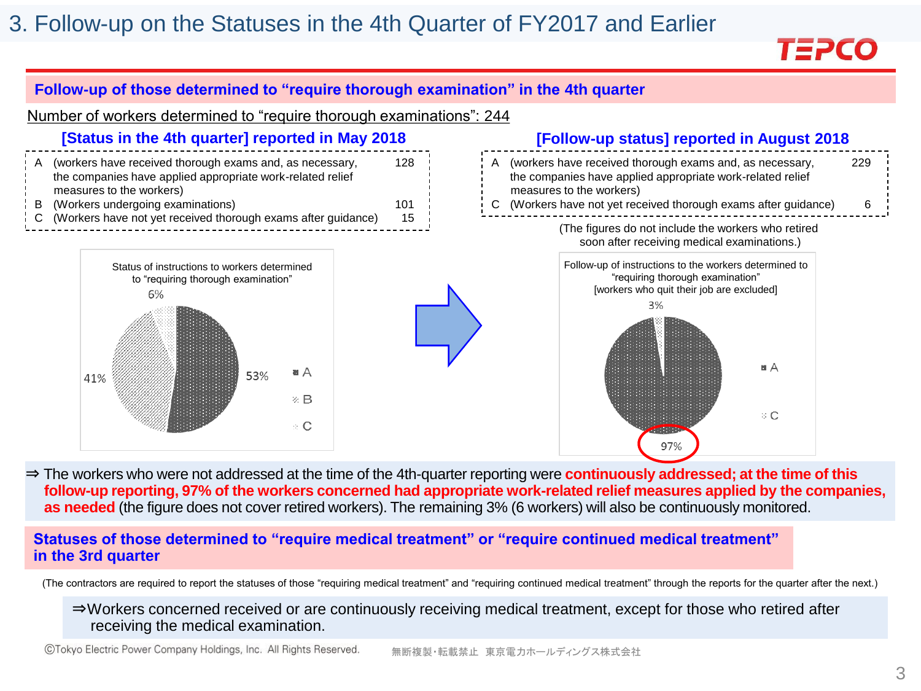# 3. Follow-up on the Statuses in the 4th Quarter of FY2017 and Earlier

## Follow-up of those determined to "require thorough examination" in the 4th quarter

Number of workers determined to "require thorough examinations": 244

### [Status in the 4th quarter] reported in May 2018

| | | |
|---|---|---|
| A | (workers have received thorough exams and, as necessary, the companies have applied appropriate work-related relief measures to the workers) | 128 |
| B | (Workers undergoing examinations) | 101 |
| C | (Workers have not yet received thorough exams after guidance) | 15 |

Status of instructions to workers determined to "requiring thorough examination"

6%

41%

53%

A

B

C

### [Follow-up status] reported in August 2018

| | | |
|---|---|---|
| A | (workers have received thorough exams and, as necessary, the companies have applied appropriate work-related relief measures to the workers) | 229 |
| C | (Workers have not yet received thorough exams after guidance) | 6 |

(The figures do not include the workers who retired soon after receiving medical examinations.)

Follow-up of instructions to the workers determined to "requiring thorough examination" [workers who quit their job are excluded]

3%

97%

A

C

⇒ The workers who were not addressed at the time of the 4th-quarter reporting were **continuously addressed; at the time of this follow-up reporting, 97% of the workers concerned had appropriate work-related relief measures applied by the companies, as needed** (the figure does not cover retired workers). The remaining 3% (6 workers) will also be continuously monitored.

## Statuses of those determined to "require medical treatment" or "require continued medical treatment" in the 3rd quarter

(The contractors are required to report the statuses of those "requiring medical treatment" and "requiring continued medical treatment" through the reports for the quarter after the next.)

⇒Workers concerned received or are continuously receiving medical treatment, except for those who retired after receiving the medical examination.